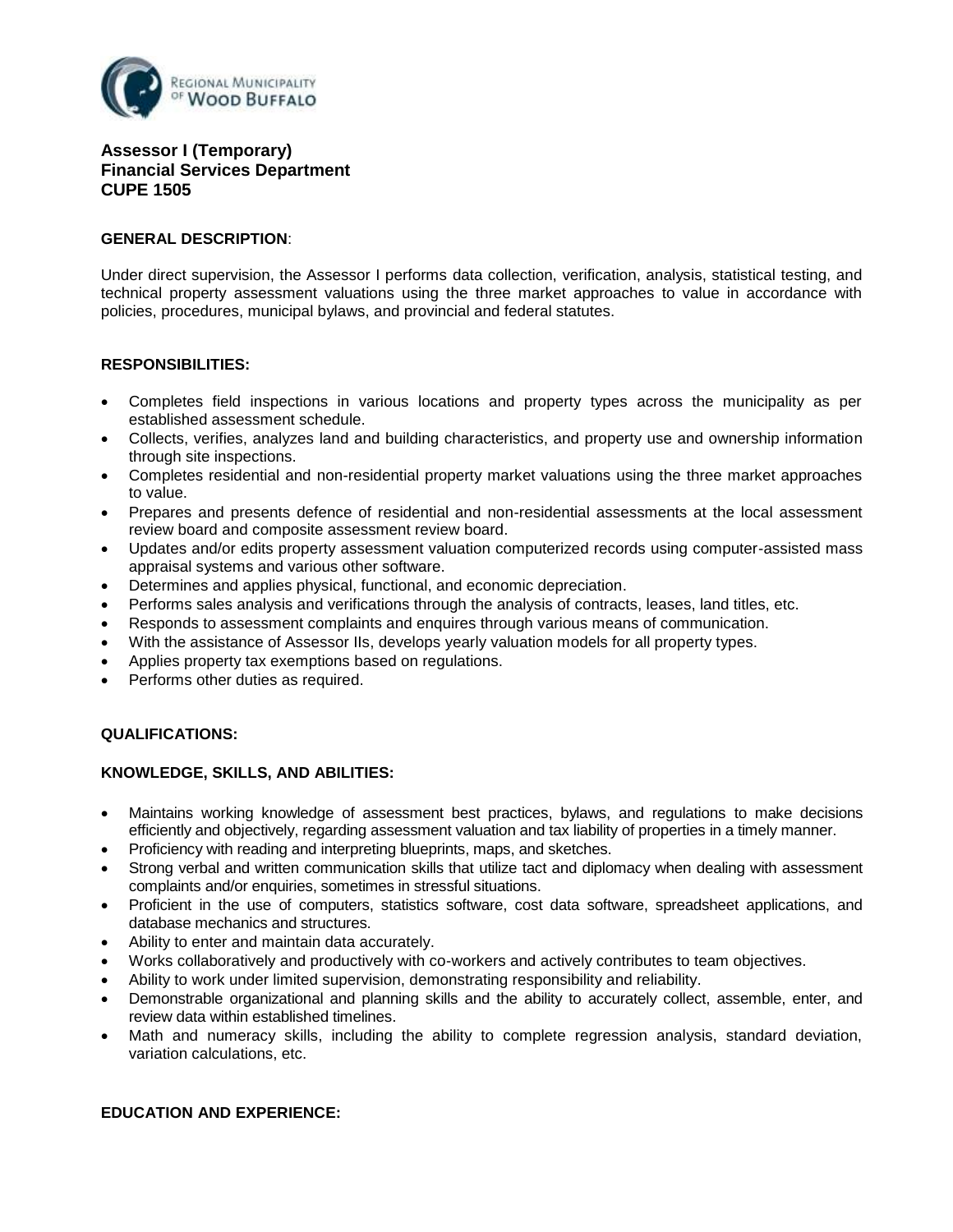# Assessor I (Temporary)
# Financial Services Department
# CUPE 1505

**GENERAL DESCRIPTION**:

Under direct supervision, the Assessor I performs data collection, verification, analysis, statistical testing, and technical property assessment valuations using the three market approaches to value in accordance with policies, procedures, municipal bylaws, and provincial and federal statutes.

**RESPONSIBILITIES:**

- Completes field inspections in various locations and property types across the municipality as per established assessment schedule.
- Collects, verifies, analyzes land and building characteristics, and property use and ownership information through site inspections.
- Completes residential and non-residential property market valuations using the three market approaches to value.
- Prepares and presents defence of residential and non-residential assessments at the local assessment review board and composite assessment review board.
- Updates and/or edits property assessment valuation computerized records using computer-assisted mass appraisal systems and various other software.
- Determines and applies physical, functional, and economic depreciation.
- Performs sales analysis and verifications through the analysis of contracts, leases, land titles, etc.
- Responds to assessment complaints and enquires through various means of communication.
- With the assistance of Assessor IIs, develops yearly valuation models for all property types.
- Applies property tax exemptions based on regulations.
- Performs other duties as required.

**QUALIFICATIONS:**

**KNOWLEDGE, SKILLS, AND ABILITIES:**

- Maintains working knowledge of assessment best practices, bylaws, and regulations to make decisions efficiently and objectively, regarding assessment valuation and tax liability of properties in a timely manner.
- Proficiency with reading and interpreting blueprints, maps, and sketches.
- Strong verbal and written communication skills that utilize tact and diplomacy when dealing with assessment complaints and/or enquiries, sometimes in stressful situations.
- Proficient in the use of computers, statistics software, cost data software, spreadsheet applications, and database mechanics and structures.
- Ability to enter and maintain data accurately.
- Works collaboratively and productively with co-workers and actively contributes to team objectives.
- Ability to work under limited supervision, demonstrating responsibility and reliability.
- Demonstrable organizational and planning skills and the ability to accurately collect, assemble, enter, and review data within established timelines.
- Math and numeracy skills, including the ability to complete regression analysis, standard deviation, variation calculations, etc.

**EDUCATION AND EXPERIENCE:**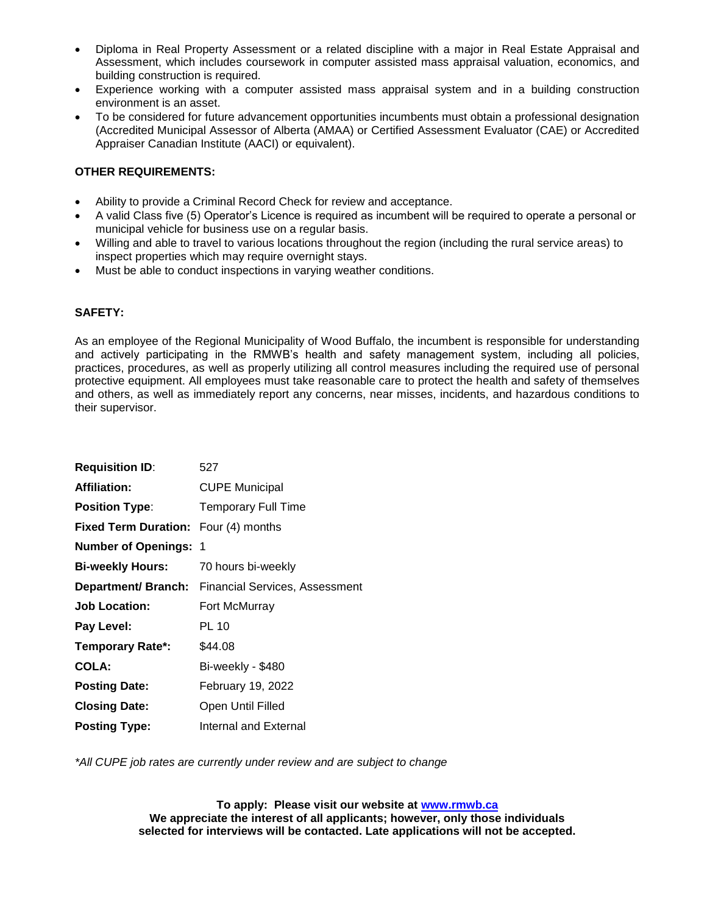- Diploma in Real Property Assessment or a related discipline with a major in Real Estate Appraisal and Assessment, which includes coursework in computer assisted mass appraisal valuation, economics, and building construction is required.
- Experience working with a computer assisted mass appraisal system and in a building construction environment is an asset.
- To be considered for future advancement opportunities incumbents must obtain a professional designation (Accredited Municipal Assessor of Alberta (AMAA) or Certified Assessment Evaluator (CAE) or Accredited Appraiser Canadian Institute (AACI) or equivalent).

**OTHER REQUIREMENTS:**

- Ability to provide a Criminal Record Check for review and acceptance.
- A valid Class five (5) Operator's Licence is required as incumbent will be required to operate a personal or municipal vehicle for business use on a regular basis.
- Willing and able to travel to various locations throughout the region (including the rural service areas) to inspect properties which may require overnight stays.
- Must be able to conduct inspections in varying weather conditions.

**SAFETY:**

As an employee of the Regional Municipality of Wood Buffalo, the incumbent is responsible for understanding and actively participating in the RMWB's health and safety management system, including all policies, practices, procedures, as well as properly utilizing all control measures including the required use of personal protective equipment. All employees must take reasonable care to protect the health and safety of themselves and others, as well as immediately report any concerns, near misses, incidents, and hazardous conditions to their supervisor.

| | |
|---|---|
| **Requisition ID**: | 527 |
| **Affiliation:** | CUPE Municipal |
| **Position Type**: | Temporary Full Time |
| **Fixed Term Duration:** | Four (4) months |
| **Number of Openings:** | 1 |
| **Bi-weekly Hours:** | 70 hours bi-weekly |
| **Department/ Branch:** | Financial Services, Assessment |
| **Job Location:** | Fort McMurray |
| **Pay Level:** | PL 10 |
| **Temporary Rate*:** | $44.08 |
| **COLA:** | Bi-weekly - $480 |
| **Posting Date:** | February 19, 2022 |
| **Closing Date:** | Open Until Filled |
| **Posting Type:** | Internal and External |

*\*All CUPE job rates are currently under review and are subject to change*

**To apply: Please visit our website at [www.rmwb.ca](http://www.rmwb.ca)**
**We appreciate the interest of all applicants; however, only those individuals selected for interviews will be contacted. Late applications will not be accepted.**